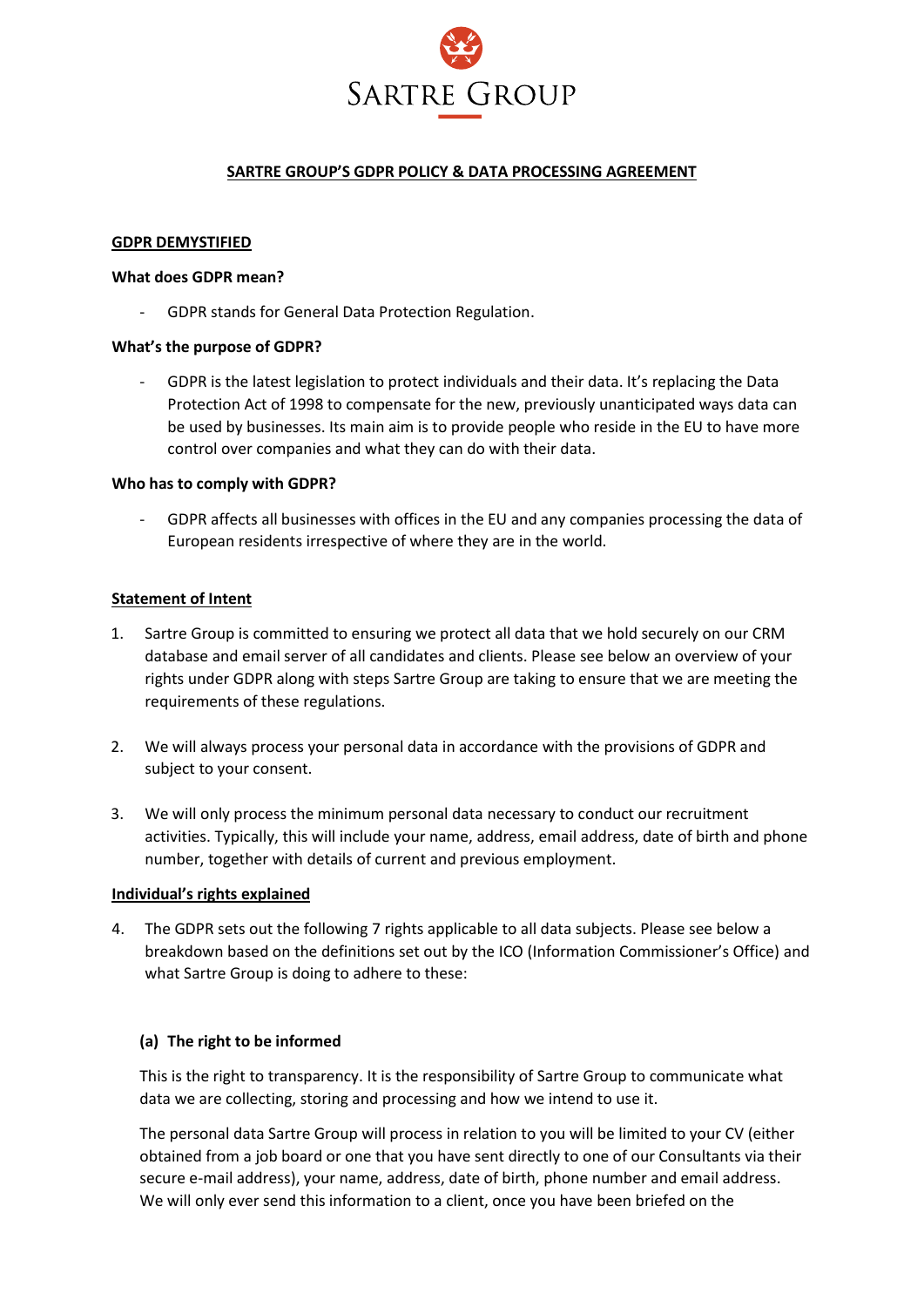# SARTRE GROUP

## SARTRE GROUP'S GDPR POLICY & DATA PROCESSING AGREEMENT

### GDPR DEMYSTIFIED

**What does GDPR mean?**

- GDPR stands for General Data Protection Regulation.

**What's the purpose of GDPR?**

- GDPR is the latest legislation to protect individuals and their data. It's replacing the Data Protection Act of 1998 to compensate for the new, previously unanticipated ways data can be used by businesses. Its main aim is to provide people who reside in the EU to have more control over companies and what they can do with their data.

**Who has to comply with GDPR?**

- GDPR affects all businesses with offices in the EU and any companies processing the data of European residents irrespective of where they are in the world.

### Statement of Intent

1. Sartre Group is committed to ensuring we protect all data that we hold securely on our CRM database and email server of all candidates and clients. Please see below an overview of your rights under GDPR along with steps Sartre Group are taking to ensure that we are meeting the requirements of these regulations.

2. We will always process your personal data in accordance with the provisions of GDPR and subject to your consent.

3. We will only process the minimum personal data necessary to conduct our recruitment activities. Typically, this will include your name, address, email address, date of birth and phone number, together with details of current and previous employment.

### Individual's rights explained

4. The GDPR sets out the following 7 rights applicable to all data subjects. Please see below a breakdown based on the definitions set out by the ICO (Information Commissioner's Office) and what Sartre Group is doing to adhere to these:

**(a) The right to be informed**

This is the right to transparency. It is the responsibility of Sartre Group to communicate what data we are collecting, storing and processing and how we intend to use it.

The personal data Sartre Group will process in relation to you will be limited to your CV (either obtained from a job board or one that you have sent directly to one of our Consultants via their secure e-mail address), your name, address, date of birth, phone number and email address. We will only ever send this information to a client, once you have been briefed on the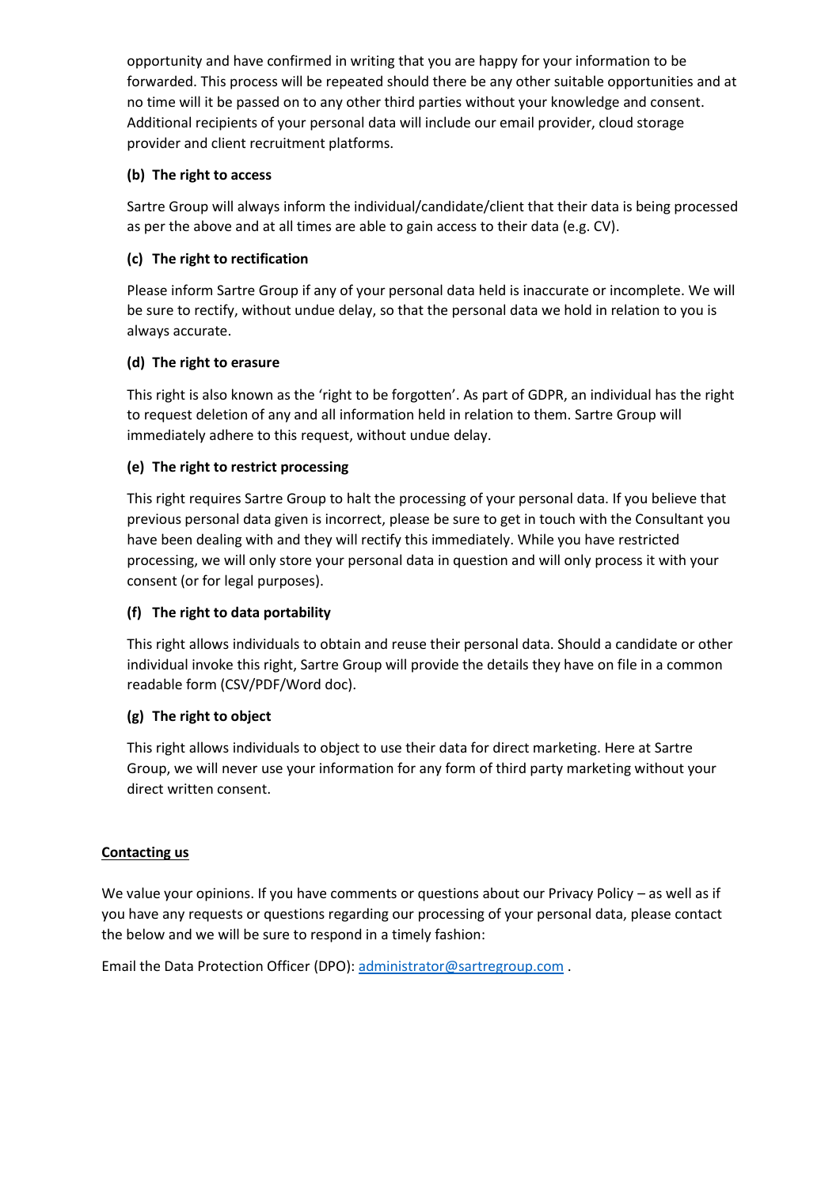opportunity and have confirmed in writing that you are happy for your information to be forwarded. This process will be repeated should there be any other suitable opportunities and at no time will it be passed on to any other third parties without your knowledge and consent. Additional recipients of your personal data will include our email provider, cloud storage provider and client recruitment platforms.

**(b) The right to access**

Sartre Group will always inform the individual/candidate/client that their data is being processed as per the above and at all times are able to gain access to their data (e.g. CV).

**(c) The right to rectification**

Please inform Sartre Group if any of your personal data held is inaccurate or incomplete. We will be sure to rectify, without undue delay, so that the personal data we hold in relation to you is always accurate.

**(d) The right to erasure**

This right is also known as the 'right to be forgotten'. As part of GDPR, an individual has the right to request deletion of any and all information held in relation to them. Sartre Group will immediately adhere to this request, without undue delay.

**(e) The right to restrict processing**

This right requires Sartre Group to halt the processing of your personal data. If you believe that previous personal data given is incorrect, please be sure to get in touch with the Consultant you have been dealing with and they will rectify this immediately. While you have restricted processing, we will only store your personal data in question and will only process it with your consent (or for legal purposes).

**(f) The right to data portability**

This right allows individuals to obtain and reuse their personal data. Should a candidate or other individual invoke this right, Sartre Group will provide the details they have on file in a common readable form (CSV/PDF/Word doc).

**(g) The right to object**

This right allows individuals to object to use their data for direct marketing. Here at Sartre Group, we will never use your information for any form of third party marketing without your direct written consent.

**Contacting us**

We value your opinions. If you have comments or questions about our Privacy Policy – as well as if you have any requests or questions regarding our processing of your personal data, please contact the below and we will be sure to respond in a timely fashion:

Email the Data Protection Officer (DPO): administrator@sartregroup.com .